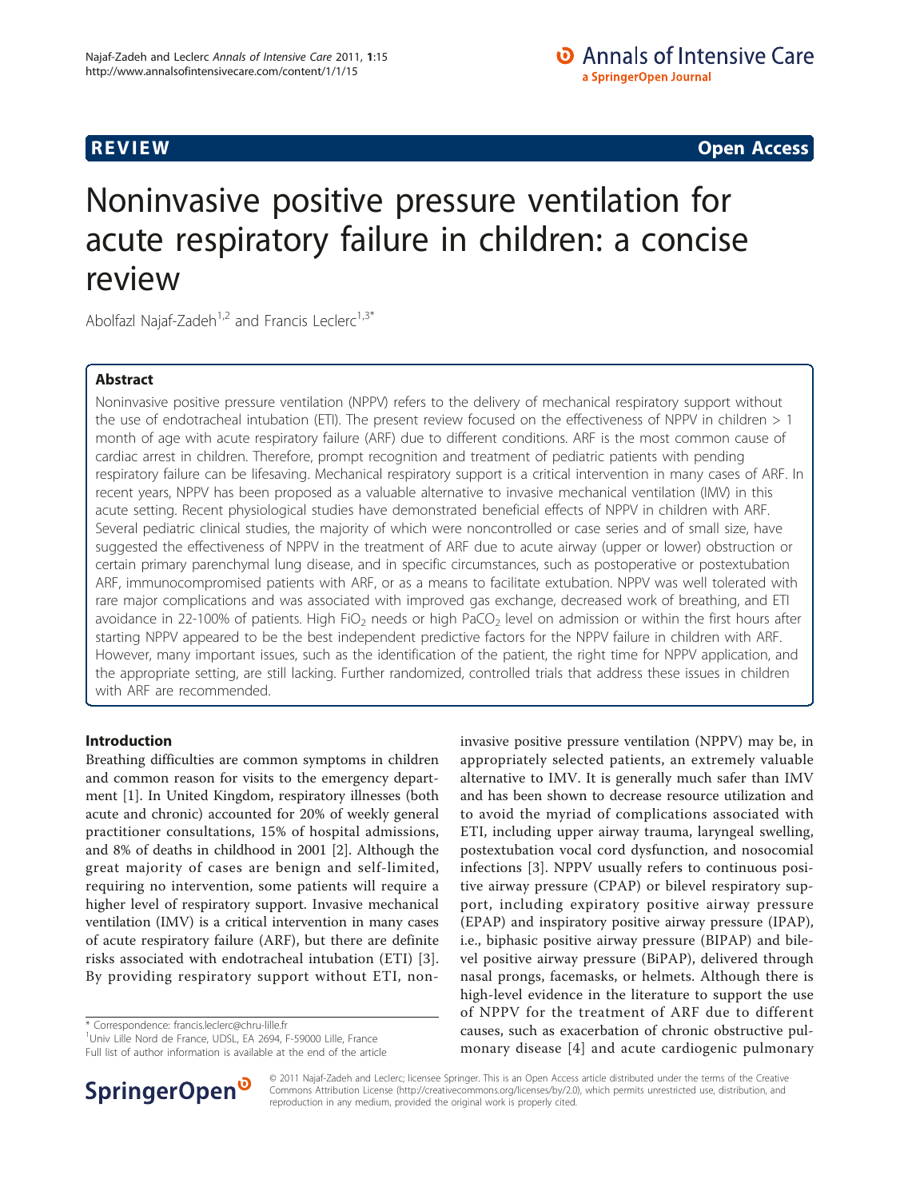**REVIEW** **Open Access**

# Noninvasive positive pressure ventilation for acute respiratory failure in children: a concise review

Abolfazl Najaf-Zadeh[1,2] and Francis Leclerc[1,3*]

## Abstract

Noninvasive positive pressure ventilation (NPPV) refers to the delivery of mechanical respiratory support without the use of endotracheal intubation (ETI). The present review focused on the effectiveness of NPPV in children > 1 month of age with acute respiratory failure (ARF) due to different conditions. ARF is the most common cause of cardiac arrest in children. Therefore, prompt recognition and treatment of pediatric patients with pending respiratory failure can be lifesaving. Mechanical respiratory support is a critical intervention in many cases of ARF. In recent years, NPPV has been proposed as a valuable alternative to invasive mechanical ventilation (IMV) in this acute setting. Recent physiological studies have demonstrated beneficial effects of NPPV in children with ARF. Several pediatric clinical studies, the majority of which were noncontrolled or case series and of small size, have suggested the effectiveness of NPPV in the treatment of ARF due to acute airway (upper or lower) obstruction or certain primary parenchymal lung disease, and in specific circumstances, such as postoperative or postextubation ARF, immunocompromised patients with ARF, or as a means to facilitate extubation. NPPV was well tolerated with rare major complications and was associated with improved gas exchange, decreased work of breathing, and ETI avoidance in 22-100% of patients. High $FiO_2$ needs or high $PaCO_2$ level on admission or within the first hours after starting NPPV appeared to be the best independent predictive factors for the NPPV failure in children with ARF. However, many important issues, such as the identification of the patient, the right time for NPPV application, and the appropriate setting, are still lacking. Further randomized, controlled trials that address these issues in children with ARF are recommended.

## Introduction

Breathing difficulties are common symptoms in children and common reason for visits to the emergency department [1]. In United Kingdom, respiratory illnesses (both acute and chronic) accounted for 20% of weekly general practitioner consultations, 15% of hospital admissions, and 8% of deaths in childhood in 2001 [2]. Although the great majority of cases are benign and self-limited, requiring no intervention, some patients will require a higher level of respiratory support. Invasive mechanical ventilation (IMV) is a critical intervention in many cases of acute respiratory failure (ARF), but there are definite risks associated with endotracheal intubation (ETI) [3]. By providing respiratory support without ETI, noninvasive positive pressure ventilation (NPPV) may be, in appropriately selected patients, an extremely valuable alternative to IMV. It is generally much safer than IMV and has been shown to decrease resource utilization and to avoid the myriad of complications associated with ETI, including upper airway trauma, laryngeal swelling, postextubation vocal cord dysfunction, and nosocomial infections [3]. NPPV usually refers to continuous positive airway pressure (CPAP) or bilevel respiratory support, including expiratory positive airway pressure (EPAP) and inspiratory positive airway pressure (IPAP), i.e., biphasic positive airway pressure (BIPAP) and bilevel positive airway pressure (BiPAP), delivered through nasal prongs, facemasks, or helmets. Although there is high-level evidence in the literature to support the use of NPPV for the treatment of ARF due to different causes, such as exacerbation of chronic obstructive pulmonary disease [4] and acute cardiogenic pulmonary

\* Correspondence: francis.leclerc@chru-lille.fr
[1]Univ Lille Nord de France, UDSL, EA 2694, F-59000 Lille, France
Full list of author information is available at the end of the article

© 2011 Najaf-Zadeh and Leclerc; licensee Springer. This is an Open Access article distributed under the terms of the Creative Commons Attribution License (http://creativecommons.org/licenses/by/2.0), which permits unrestricted use, distribution, and reproduction in any medium, provided the original work is properly cited.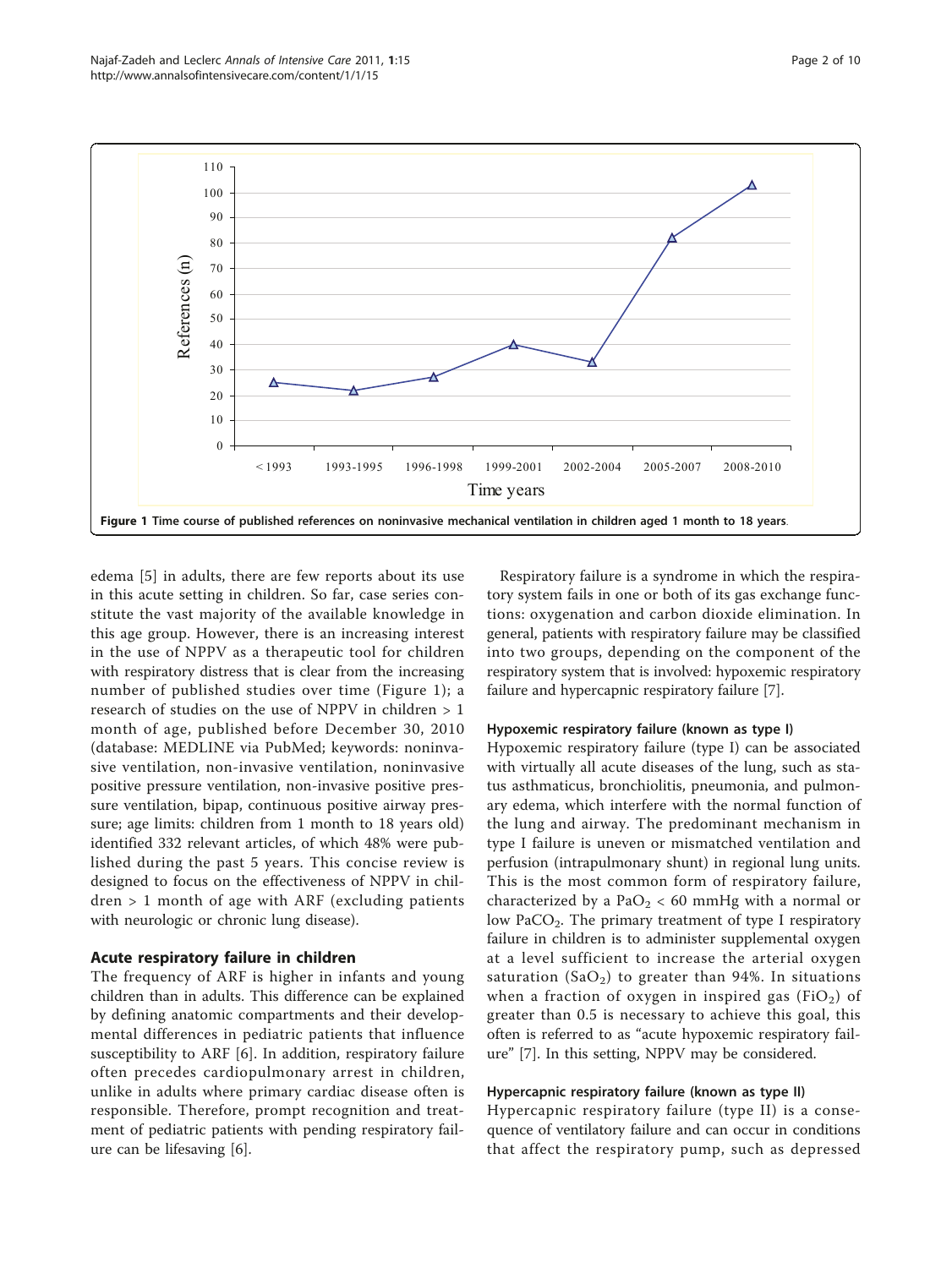Figure 1 Time course of published references on noninvasive mechanical ventilation in children aged 1 month to 18 years.

edema [5] in adults, there are few reports about its use in this acute setting in children. So far, case series constitute the vast majority of the available knowledge in this age group. However, there is an increasing interest in the use of NPPV as a therapeutic tool for children with respiratory distress that is clear from the increasing number of published studies over time (Figure 1); a research of studies on the use of NPPV in children > 1 month of age, published before December 30, 2010 (database: MEDLINE via PubMed; keywords: noninvasive ventilation, non-invasive ventilation, noninvasive positive pressure ventilation, non-invasive positive pressure ventilation, bipap, continuous positive airway pressure; age limits: children from 1 month to 18 years old) identified 332 relevant articles, of which 48% were published during the past 5 years. This concise review is designed to focus on the effectiveness of NPPV in children > 1 month of age with ARF (excluding patients with neurologic or chronic lung disease).

## Acute respiratory failure in children

The frequency of ARF is higher in infants and young children than in adults. This difference can be explained by defining anatomic compartments and their developmental differences in pediatric patients that influence susceptibility to ARF [6]. In addition, respiratory failure often precedes cardiopulmonary arrest in children, unlike in adults where primary cardiac disease often is responsible. Therefore, prompt recognition and treatment of pediatric patients with pending respiratory failure can be lifesaving [6].

Respiratory failure is a syndrome in which the respiratory system fails in one or both of its gas exchange functions: oxygenation and carbon dioxide elimination. In general, patients with respiratory failure may be classified into two groups, depending on the component of the respiratory system that is involved: hypoxemic respiratory failure and hypercapnic respiratory failure [7].

### Hypoxemic respiratory failure (known as type I)

Hypoxemic respiratory failure (type I) can be associated with virtually all acute diseases of the lung, such as status asthmaticus, bronchiolitis, pneumonia, and pulmonary edema, which interfere with the normal function of the lung and airway. The predominant mechanism in type I failure is uneven or mismatched ventilation and perfusion (intrapulmonary shunt) in regional lung units. This is the most common form of respiratory failure, characterized by a $PaO_2$ < 60 mmHg with a normal or low $PaCO_2$. The primary treatment of type I respiratory failure in children is to administer supplemental oxygen at a level sufficient to increase the arterial oxygen saturation ($SaO_2$) to greater than 94%. In situations when a fraction of oxygen in inspired gas ($FiO_2$) of greater than 0.5 is necessary to achieve this goal, this often is referred to as "acute hypoxemic respiratory failure" [7]. In this setting, NPPV may be considered.

### Hypercapnic respiratory failure (known as type II)

Hypercapnic respiratory failure (type II) is a consequence of ventilatory failure and can occur in conditions that affect the respiratory pump, such as depressed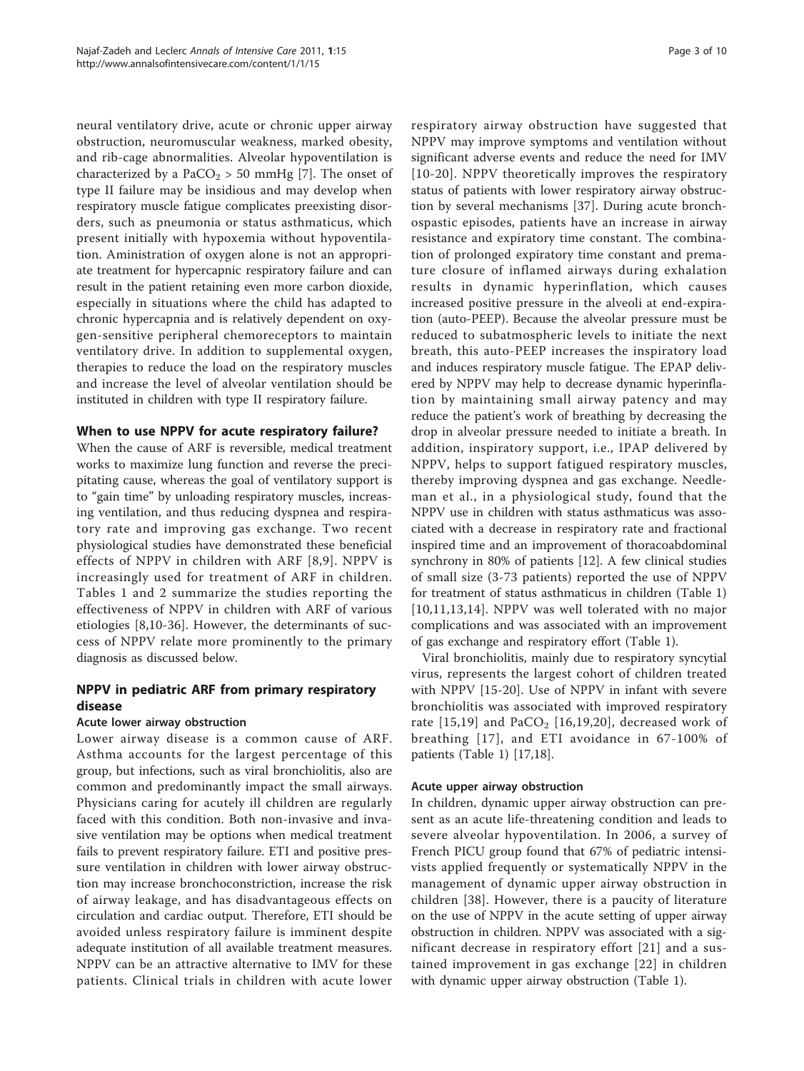neural ventilatory drive, acute or chronic upper airway obstruction, neuromuscular weakness, marked obesity, and rib-cage abnormalities. Alveolar hypoventilation is characterized by a $PaCO_2 > 50$ mmHg [7]. The onset of type II failure may be insidious and may develop when respiratory muscle fatigue complicates preexisting disorders, such as pneumonia or status asthmaticus, which present initially with hypoxemia without hypoventilation. Aministration of oxygen alone is not an appropriate treatment for hypercapnic respiratory failure and can result in the patient retaining even more carbon dioxide, especially in situations where the child has adapted to chronic hypercapnia and is relatively dependent on oxygen-sensitive peripheral chemoreceptors to maintain ventilatory drive. In addition to supplemental oxygen, therapies to reduce the load on the respiratory muscles and increase the level of alveolar ventilation should be instituted in children with type II respiratory failure.

## When to use NPPV for acute respiratory failure?

When the cause of ARF is reversible, medical treatment works to maximize lung function and reverse the precipitating cause, whereas the goal of ventilatory support is to "gain time" by unloading respiratory muscles, increasing ventilation, and thus reducing dyspnea and respiratory rate and improving gas exchange. Two recent physiological studies have demonstrated these beneficial effects of NPPV in children with ARF [8,9]. NPPV is increasingly used for treatment of ARF in children. Tables 1 and 2 summarize the studies reporting the effectiveness of NPPV in children with ARF of various etiologies [8,10-36]. However, the determinants of success of NPPV relate more prominently to the primary diagnosis as discussed below.

## NPPV in pediatric ARF from primary respiratory disease

### Acute lower airway obstruction

Lower airway disease is a common cause of ARF. Asthma accounts for the largest percentage of this group, but infections, such as viral bronchiolitis, also are common and predominantly impact the small airways. Physicians caring for acutely ill children are regularly faced with this condition. Both non-invasive and invasive ventilation may be options when medical treatment fails to prevent respiratory failure. ETI and positive pressure ventilation in children with lower airway obstruction may increase bronchoconstriction, increase the risk of airway leakage, and has disadvantageous effects on circulation and cardiac output. Therefore, ETI should be avoided unless respiratory failure is imminent despite adequate institution of all available treatment measures. NPPV can be an attractive alternative to IMV for these patients. Clinical trials in children with acute lower respiratory airway obstruction have suggested that NPPV may improve symptoms and ventilation without significant adverse events and reduce the need for IMV [10-20]. NPPV theoretically improves the respiratory status of patients with lower respiratory airway obstruction by several mechanisms [37]. During acute bronchospastic episodes, patients have an increase in airway resistance and expiratory time constant. The combination of prolonged expiratory time constant and premature closure of inflamed airways during exhalation results in dynamic hyperinflation, which causes increased positive pressure in the alveoli at end-expiration (auto-PEEP). Because the alveolar pressure must be reduced to subatmospheric levels to initiate the next breath, this auto-PEEP increases the inspiratory load and induces respiratory muscle fatigue. The EPAP delivered by NPPV may help to decrease dynamic hyperinflation by maintaining small airway patency and may reduce the patient's work of breathing by decreasing the drop in alveolar pressure needed to initiate a breath. In addition, inspiratory support, i.e., IPAP delivered by NPPV, helps to support fatigued respiratory muscles, thereby improving dyspnea and gas exchange. Needleman et al., in a physiological study, found that the NPPV use in children with status asthmaticus was associated with a decrease in respiratory rate and fractional inspired time and an improvement of thoracoabdominal synchrony in 80% of patients [12]. A few clinical studies of small size (3-73 patients) reported the use of NPPV for treatment of status asthmaticus in children (Table 1) [10,11,13,14]. NPPV was well tolerated with no major complications and was associated with an improvement of gas exchange and respiratory effort (Table 1).

Viral bronchiolitis, mainly due to respiratory syncytial virus, represents the largest cohort of children treated with NPPV [15-20]. Use of NPPV in infant with severe bronchiolitis was associated with improved respiratory rate [15,19] and $PaCO_2$ [16,19,20], decreased work of breathing [17], and ETI avoidance in 67-100% of patients (Table 1) [17,18].

### Acute upper airway obstruction

In children, dynamic upper airway obstruction can present as an acute life-threatening condition and leads to severe alveolar hypoventilation. In 2006, a survey of French PICU group found that 67% of pediatric intensivists applied frequently or systematically NPPV in the management of dynamic upper airway obstruction in children [38]. However, there is a paucity of literature on the use of NPPV in the acute setting of upper airway obstruction in children. NPPV was associated with a significant decrease in respiratory effort [21] and a sustained improvement in gas exchange [22] in children with dynamic upper airway obstruction (Table 1).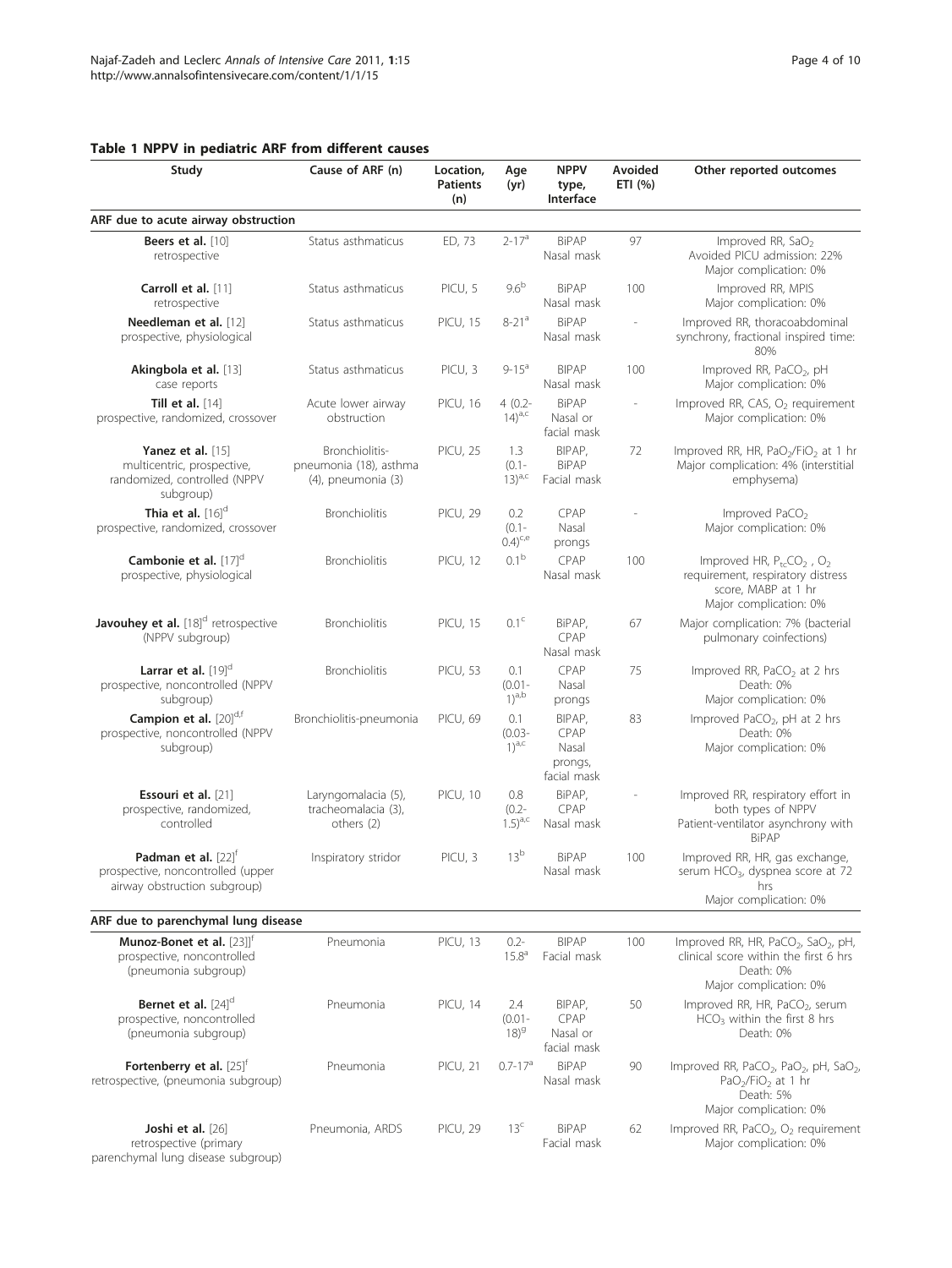## Table 1 NPPV in pediatric ARF from different causes

| Study | Cause of ARF (n) | Location, Patients (n) | Age (yr) | NPPV type, Interface | Avoided ETI (%) | Other reported outcomes |
|---|---|---|---|---|---|---|
| **ARF due to acute airway obstruction** | | | | | | |
| **Beers et al.** [10] retrospective | Status asthmaticus | ED, 73 | 2-17[a] | BiPAP Nasal mask | 97 | Improved RR, $SaO_2$ Avoided PICU admission: 22% Major complication: 0% |
| **Carroll et al.** [11] retrospective | Status asthmaticus | PICU, 5 | 9.6[b] | BiPAP Nasal mask | 100 | Improved RR, MPIS Major complication: 0% |
| **Needleman et al.** [12] prospective, physiological | Status asthmaticus | PICU, 15 | 8-21[a] | BiPAP Nasal mask | - | Improved RR, thoracoabdominal synchrony, fractional inspired time: 80% |
| **Akingbola et al.** [13] case reports | Status asthmaticus | PICU, 3 | 9-15[a] | BIPAP Nasal mask | 100 | Improved RR, $PaCO_2$, pH Major complication: 0% |
| **Till et al.** [14] prospective, randomized, crossover | Acute lower airway obstruction | PICU, 16 | 4 (0.2-14)[a,c] | BiPAP Nasal or facial mask | - | Improved RR, CAS, $O_2$ requirement Major complication: 0% |
| **Yanez et al.** [15] multicentric, prospective, randomized, controlled (NPPV subgroup) | Bronchiolitis-pneumonia (18), asthma (4), pneumonia (3) | PICU, 25 | 1.3 (0.1-13)[a,c] | BIPAP, BiPAP Facial mask | 72 | Improved RR, HR, $PaO_2/FiO_2$ at 1 hr Major complication: 4% (interstitial emphysema) |
| **Thia et al.** [16][d] prospective, randomized, crossover | Bronchiolitis | PICU, 29 | 0.2 (0.1-0.4)[c,e] | CPAP Nasal prongs | - | Improved $PaCO_2$ Major complication: 0% |
| **Cambonie et al.** [17][d] prospective, physiological | Bronchiolitis | PICU, 12 | 0.1[b] | CPAP Nasal mask | 100 | Improved HR, $P_{tc}CO_2$, $O_2$ requirement, respiratory distress score, MABP at 1 hr Major complication: 0% |
| **Javouhey et al.** [18][d] retrospective (NPPV subgroup) | Bronchiolitis | PICU, 15 | 0.1[c] | BiPAP, CPAP Nasal mask | 67 | Major complication: 7% (bacterial pulmonary coinfections) |
| **Larrar et al.** [19][d] prospective, noncontrolled (NPPV subgroup) | Bronchiolitis | PICU, 53 | 0.1 (0.01-1)[a,b] | CPAP Nasal prongs | 75 | Improved RR, $PaCO_2$ at 2 hrs Death: 0% Major complication: 0% |
| **Campion et al.** [20][d,f] prospective, noncontrolled (NPPV subgroup) | Bronchiolitis-pneumonia | PICU, 69 | 0.1 (0.03-1)[a,c] | BIPAP, CPAP Nasal prongs, facial mask | 83 | Improved $PaCO_2$, pH at 2 hrs Death: 0% Major complication: 0% |
| **Essouri et al.** [21] prospective, randomized, controlled | Laryngomalacia (5), tracheomalacia (3), others (2) | PICU, 10 | 0.8 (0.2-1.5)[a,c] | BiPAP, CPAP Nasal mask | - | Improved RR, respiratory effort in both types of NPPV Patient-ventilator asynchrony with BiPAP |
| **Padman et al.** [22][f] prospective, noncontrolled (upper airway obstruction subgroup) | Inspiratory stridor | PICU, 3 | 13[b] | BiPAP Nasal mask | 100 | Improved RR, HR, gas exchange, serum $HCO_3$, dyspnea score at 72 hrs Major complication: 0% |
| **ARF due to parenchymal lung disease** | | | | | | |
| **Munoz-Bonet et al.** [23]][f] prospective, noncontrolled (pneumonia subgroup) | Pneumonia | PICU, 13 | 0.2-15.8[a] | BIPAP Facial mask | 100 | Improved RR, HR, $PaCO_2$, $SaO_2$, pH, clinical score within the first 6 hrs Death: 0% Major complication: 0% |
| **Bernet et al.** [24][d] prospective, noncontrolled (pneumonia subgroup) | Pneumonia | PICU, 14 | 2.4 (0.01-18)[g] | BIPAP, CPAP Nasal or facial mask | 50 | Improved RR, HR, $PaCO_2$, serum $HCO_3$ within the first 8 hrs Death: 0% |
| **Fortenberry et al.** [25][f] retrospective, (pneumonia subgroup) | Pneumonia | PICU, 21 | 0.7-17[a] | BiPAP Nasal mask | 90 | Improved RR, $PaCO_2$, $PaO_2$, pH, $SaO_2$, $PaO_2/FiO_2$ at 1 hr Death: 5% Major complication: 0% |
| **Joshi et al.** [26] retrospective (primary parenchymal lung disease subgroup) | Pneumonia, ARDS | PICU, 29 | 13[c] | BiPAP Facial mask | 62 | Improved RR, $PaCO_2$, $O_2$ requirement Major complication: 0% |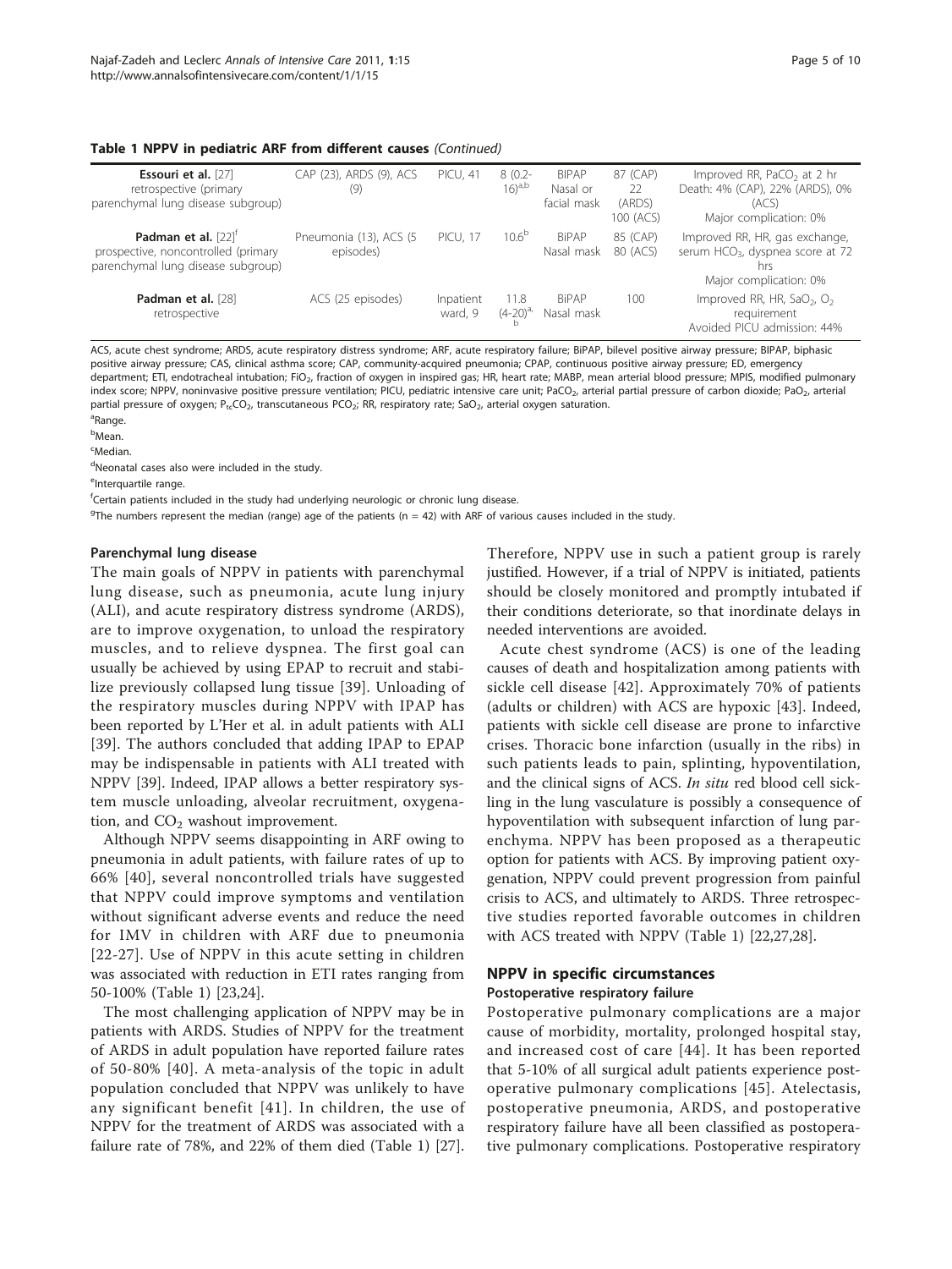**Table 1 NPPV in pediatric ARF from different causes** *(Continued)*

| | | | | | | |
|---|---|---|---|---|---|---|
| **Essouri et al.** [27] retrospective (primary parenchymal lung disease subgroup) | CAP (23), ARDS (9), ACS (9) | PICU, 41 | 8 (0.2-16)[a,b] | BIPAP Nasal or facial mask | 87 (CAP) 22 (ARDS) 100 (ACS) | Improved RR, $PaCO_2$ at 2 hr Death: 4% (CAP), 22% (ARDS), 0% (ACS) Major complication: 0% |
| **Padman et al.** [22][f] prospective, noncontrolled (primary parenchymal lung disease subgroup) | Pneumonia (13), ACS (5 episodes) | PICU, 17 | 10.6[b] | BiPAP Nasal mask | 85 (CAP) 80 (ACS) | Improved RR, HR, gas exchange, serum $HCO_3$, dyspnea score at 72 hrs Major complication: 0% |
| **Padman et al.** [28] retrospective | ACS (25 episodes) | Inpatient ward, 9 | 11.8 (4-20)[a,b] | BiPAP Nasal mask | 100 | Improved RR, HR, $SaO_2$, $O_2$ requirement Avoided PICU admission: 44% |

ACS, acute chest syndrome; ARDS, acute respiratory distress syndrome; ARF, acute respiratory failure; BiPAP, bilevel positive airway pressure; BIPAP, biphasic positive airway pressure; CAS, clinical asthma score; CAP, community-acquired pneumonia; CPAP, continuous positive airway pressure; ED, emergency department; ETI, endotracheal intubation; $FiO_2$, fraction of oxygen in inspired gas; HR, heart rate; MABP, mean arterial blood pressure; MPIS, modified pulmonary index score; NPPV, noninvasive positive pressure ventilation; PICU, pediatric intensive care unit; $PaCO_2$, arterial partial pressure of carbon dioxide; $PaO_2$, arterial partial pressure of oxygen; $P_{tc}CO_2$, transcutaneous $PCO_2$; RR, respiratory rate; $SaO_2$, arterial oxygen saturation.

[a]Range.

[b]Mean.

[c]Median.

[d]Neonatal cases also were included in the study.

[e]Interquartile range.

[f]Certain patients included in the study had underlying neurologic or chronic lung disease.

[g]The numbers represent the median (range) age of the patients (n = 42) with ARF of various causes included in the study.

#### Parenchymal lung disease

The main goals of NPPV in patients with parenchymal lung disease, such as pneumonia, acute lung injury (ALI), and acute respiratory distress syndrome (ARDS), are to improve oxygenation, to unload the respiratory muscles, and to relieve dyspnea. The first goal can usually be achieved by using EPAP to recruit and stabilize previously collapsed lung tissue [39]. Unloading of the respiratory muscles during NPPV with IPAP has been reported by L'Her et al. in adult patients with ALI [39]. The authors concluded that adding IPAP to EPAP may be indispensable in patients with ALI treated with NPPV [39]. Indeed, IPAP allows a better respiratory system muscle unloading, alveolar recruitment, oxygenation, and $CO_2$ washout improvement.

Although NPPV seems disappointing in ARF owing to pneumonia in adult patients, with failure rates of up to 66% [40], several noncontrolled trials have suggested that NPPV could improve symptoms and ventilation without significant adverse events and reduce the need for IMV in children with ARF due to pneumonia [22-27]. Use of NPPV in this acute setting in children was associated with reduction in ETI rates ranging from 50-100% (Table 1) [23,24].

The most challenging application of NPPV may be in patients with ARDS. Studies of NPPV for the treatment of ARDS in adult population have reported failure rates of 50-80% [40]. A meta-analysis of the topic in adult population concluded that NPPV was unlikely to have any significant benefit [41]. In children, the use of NPPV for the treatment of ARDS was associated with a failure rate of 78%, and 22% of them died (Table 1) [27]. Therefore, NPPV use in such a patient group is rarely justified. However, if a trial of NPPV is initiated, patients should be closely monitored and promptly intubated if their conditions deteriorate, so that inordinate delays in needed interventions are avoided.

Acute chest syndrome (ACS) is one of the leading causes of death and hospitalization among patients with sickle cell disease [42]. Approximately 70% of patients (adults or children) with ACS are hypoxic [43]. Indeed, patients with sickle cell disease are prone to infarctive crises. Thoracic bone infarction (usually in the ribs) in such patients leads to pain, splinting, hypoventilation, and the clinical signs of ACS. *In situ* red blood cell sickling in the lung vasculature is possibly a consequence of hypoventilation with subsequent infarction of lung parenchyma. NPPV has been proposed as a therapeutic option for patients with ACS. By improving patient oxygenation, NPPV could prevent progression from painful crisis to ACS, and ultimately to ARDS. Three retrospective studies reported favorable outcomes in children with ACS treated with NPPV (Table 1) [22,27,28].

### NPPV in specific circumstances

#### Postoperative respiratory failure

Postoperative pulmonary complications are a major cause of morbidity, mortality, prolonged hospital stay, and increased cost of care [44]. It has been reported that 5-10% of all surgical adult patients experience postoperative pulmonary complications [45]. Atelectasis, postoperative pneumonia, ARDS, and postoperative respiratory failure have all been classified as postoperative pulmonary complications. Postoperative respiratory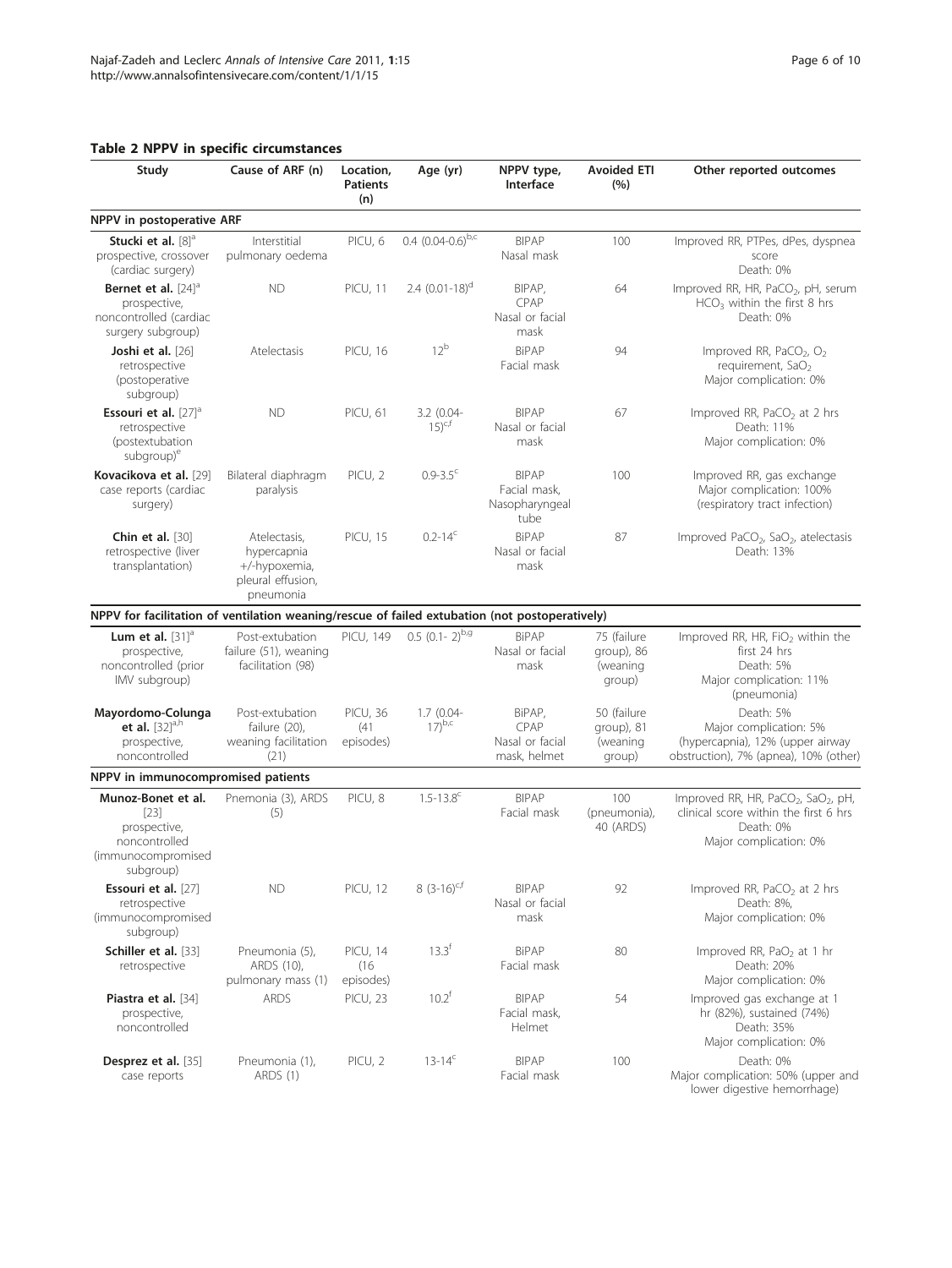**Table 2 NPPV in specific circumstances**

| Study | Cause of ARF (n) | Location, Patients (n) | Age (yr) | NPPV type, Interface | Avoided ETI (%) | Other reported outcomes |
|---|---|---|---|---|---|---|
| **NPPV in postoperative ARF** | | | | | | |
| **Stucki et al.** [8][a] prospective, crossover (cardiac surgery) | Interstitial pulmonary oedema | PICU, 6 | 0.4 (0.04-0.6)[b,c] | BIPAP Nasal mask | 100 | Improved RR, PTPes, dPes, dyspnea score Death: 0% |
| **Bernet et al.** [24][a] prospective, noncontrolled (cardiac surgery subgroup) | ND | PICU, 11 | 2.4 (0.01-18)[d] | BIPAP, CPAP Nasal or facial mask | 64 | Improved RR, HR, $PaCO_2$, pH, serum $HCO_3$ within the first 8 hrs Death: 0% |
| **Joshi et al.** [26] retrospective (postoperative subgroup) | Atelectasis | PICU, 16 | 12[b] | BIPAP Facial mask | 94 | Improved RR, $PaCO_2$, $O_2$ requirement, $SaO_2$ Major complication: 0% |
| **Essouri et al.** [27][a] retrospective (postextubation subgroup)[e] | ND | PICU, 61 | 3.2 (0.04-15)[c,f] | BIPAP Nasal or facial mask | 67 | Improved RR, $PaCO_2$ at 2 hrs Death: 11% Major complication: 0% |
| **Kovacikova et al.** [29] case reports (cardiac surgery) | Bilateral diaphragm paralysis | PICU, 2 | 0.9-3.5[c] | BIPAP Facial mask, Nasopharyngeal tube | 100 | Improved RR, gas exchange Major complication: 100% (respiratory tract infection) |
| **Chin et al.** [30] retrospective (liver transplantation) | Atelectasis, hypercapnia +/-hypoxemia, pleural effusion, pneumonia | PICU, 15 | 0.2-14[c] | BIPAP Nasal or facial mask | 87 | Improved $PaCO_2$, $SaO_2$, atelectasis Death: 13% |
| **NPPV for facilitation of ventilation weaning/rescue of failed extubation (not postoperatively)** | | | | | | |
| **Lum et al.** [31][a] prospective, noncontrolled (prior IMV subgroup) | Post-extubation failure (51), weaning facilitation (98) | PICU, 149 | 0.5 (0.1- 2)[b,g] | BIPAP Nasal or facial mask | 75 (failure group), 86 (weaning group) | Improved RR, HR, $FiO_2$ within the first 24 hrs Death: 5% Major complication: 11% (pneumonia) |
| **Mayordomo-Colunga et al.** [32][a,h] prospective, noncontrolled | Post-extubation failure (20), weaning facilitation (21) | PICU, 36 (41 episodes) | 1.7 (0.04-17)[b,c] | BiPAP, CPAP Nasal or facial mask, helmet | 50 (failure group), 81 (weaning group) | Death: 5% Major complication: 5% (hypercapnia), 12% (upper airway obstruction), 7% (apnea), 10% (other) |
| **NPPV in immunocompromised patients** | | | | | | |
| **Munoz-Bonet et al.** [23] prospective, noncontrolled (immunocompromised subgroup) | Pnemonia (3), ARDS (5) | PICU, 8 | 1.5-13.8[c] | BIPAP Facial mask | 100 (pneumonia), 40 (ARDS) | Improved RR, HR, $PaCO_2$, $SaO_2$, pH, clinical score within the first 6 hrs Death: 0% Major complication: 0% |
| **Essouri et al.** [27] retrospective (immunocompromised subgroup) | ND | PICU, 12 | 8 (3-16)[c,f] | BIPAP Nasal or facial mask | 92 | Improved RR, $PaCO_2$ at 2 hrs Death: 8%, Major complication: 0% |
| **Schiller et al.** [33] retrospective | Pneumonia (5), ARDS (10), pulmonary mass (1) | PICU, 14 (16 episodes) | 13.3[f] | BiPAP Facial mask | 80 | Improved RR, $PaO_2$ at 1 hr Death: 20% Major complication: 0% |
| **Piastra et al.** [34] prospective, noncontrolled | ARDS | PICU, 23 | 10.2[f] | BIPAP Facial mask, Helmet | 54 | Improved gas exchange at 1 hr (82%), sustained (74%) Death: 35% Major complication: 0% |
| **Desprez et al.** [35] case reports | Pneumonia (1), ARDS (1) | PICU, 2 | 13-14[c] | BIPAP Facial mask | 100 | Death: 0% Major complication: 50% (upper and lower digestive hemorrhage) |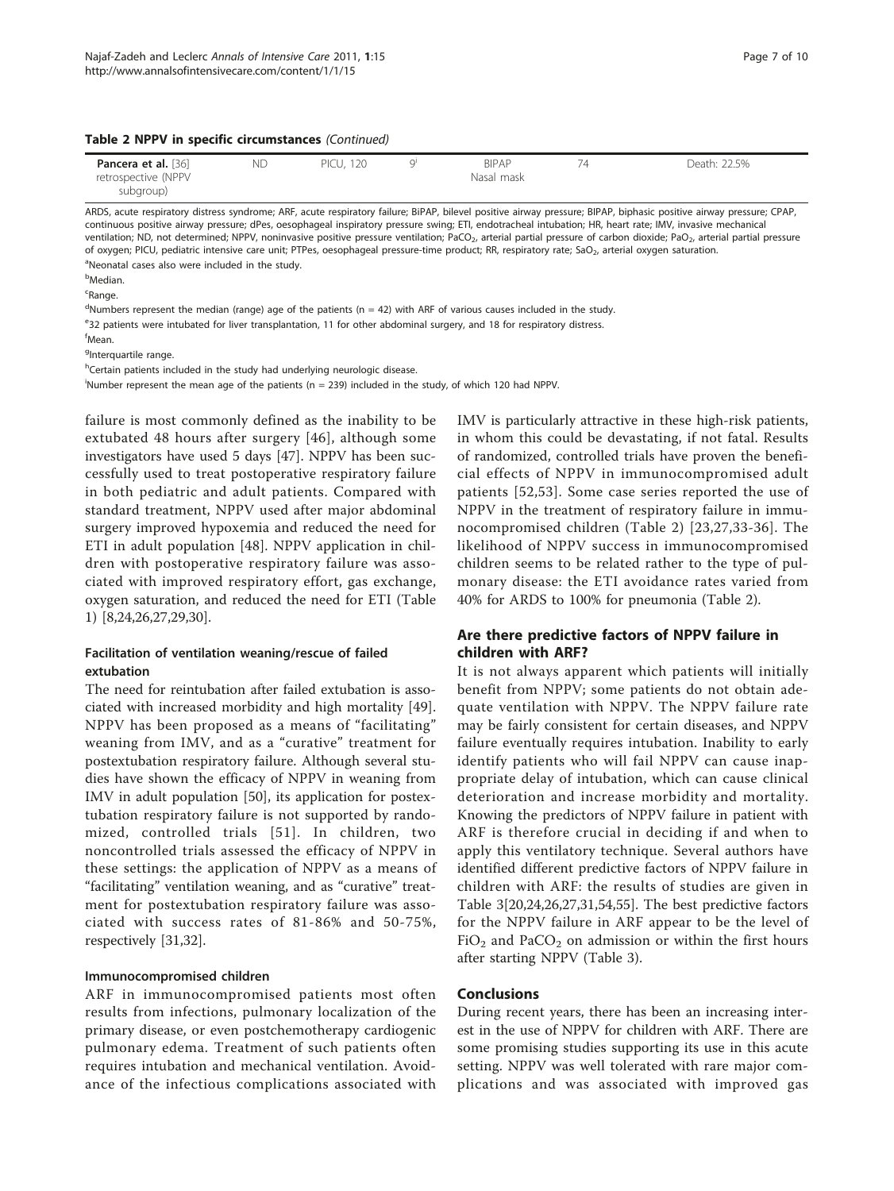**Table 2 NPPV in specific circumstances** *(Continued)*

| | | | | | | |
|---|---|---|---|---|---|---|
| **Pancera et al.** [36] retrospective (NPPV subgroup) | ND | PICU, 120 | 9[i] | BIPAP Nasal mask | 74 | Death: 22.5% |

ARDS, acute respiratory distress syndrome; ARF, acute respiratory failure; BiPAP, bilevel positive airway pressure; BIPAP, biphasic positive airway pressure; CPAP, continuous positive airway pressure; dPes, oesophageal inspiratory pressure swing; ETI, endotracheal intubation; HR, heart rate; IMV, invasive mechanical ventilation; ND, not determined; NPPV, noninvasive positive pressure ventilation; $PaCO_2$, arterial partial pressure of carbon dioxide; $PaO_2$, arterial partial pressure of oxygen; PICU, pediatric intensive care unit; PTPes, oesophageal pressure-time product; RR, respiratory rate; $SaO_2$, arterial oxygen saturation.

[a]Neonatal cases also were included in the study.

[b]Median.

[c]Range.

[d]Numbers represent the median (range) age of the patients (n = 42) with ARF of various causes included in the study.

[e]32 patients were intubated for liver transplantation, 11 for other abdominal surgery, and 18 for respiratory distress.

[f]Mean.

[g]Interquartile range.

[h]Certain patients included in the study had underlying neurologic disease.

[i]Number represent the mean age of the patients (n = 239) included in the study, of which 120 had NPPV.

failure is most commonly defined as the inability to be extubated 48 hours after surgery [46], although some investigators have used 5 days [47]. NPPV has been successfully used to treat postoperative respiratory failure in both pediatric and adult patients. Compared with standard treatment, NPPV used after major abdominal surgery improved hypoxemia and reduced the need for ETI in adult population [48]. NPPV application in children with postoperative respiratory failure was associated with improved respiratory effort, gas exchange, oxygen saturation, and reduced the need for ETI (Table 1) [8,24,26,27,29,30].

#### Facilitation of ventilation weaning/rescue of failed extubation

The need for reintubation after failed extubation is associated with increased morbidity and high mortality [49]. NPPV has been proposed as a means of "facilitating" weaning from IMV, and as a "curative" treatment for postextubation respiratory failure. Although several studies have shown the efficacy of NPPV in weaning from IMV in adult population [50], its application for postextubation respiratory failure is not supported by randomized, controlled trials [51]. In children, two noncontrolled trials assessed the efficacy of NPPV in these settings: the application of NPPV as a means of "facilitating" ventilation weaning, and as "curative" treatment for postextubation respiratory failure was associated with success rates of 81-86% and 50-75%, respectively [31,32].

#### Immunocompromised children

ARF in immunocompromised patients most often results from infections, pulmonary localization of the primary disease, or even postchemotherapy cardiogenic pulmonary edema. Treatment of such patients often requires intubation and mechanical ventilation. Avoidance of the infectious complications associated with IMV is particularly attractive in these high-risk patients, in whom this could be devastating, if not fatal. Results of randomized, controlled trials have proven the beneficial effects of NPPV in immunocompromised adult patients [52,53]. Some case series reported the use of NPPV in the treatment of respiratory failure in immunocompromised children (Table 2) [23,27,33-36]. The likelihood of NPPV success in immunocompromised children seems to be related rather to the type of pulmonary disease: the ETI avoidance rates varied from 40% for ARDS to 100% for pneumonia (Table 2).

### Are there predictive factors of NPPV failure in children with ARF?

It is not always apparent which patients will initially benefit from NPPV; some patients do not obtain adequate ventilation with NPPV. The NPPV failure rate may be fairly consistent for certain diseases, and NPPV failure eventually requires intubation. Inability to early identify patients who will fail NPPV can cause inappropriate delay of intubation, which can cause clinical deterioration and increase morbidity and mortality. Knowing the predictors of NPPV failure in patient with ARF is therefore crucial in deciding if and when to apply this ventilatory technique. Several authors have identified different predictive factors of NPPV failure in children with ARF: the results of studies are given in Table 3[20,24,26,27,31,54,55]. The best predictive factors for the NPPV failure in ARF appear to be the level of $FiO_2$ and $PaCO_2$ on admission or within the first hours after starting NPPV (Table 3).

### Conclusions

During recent years, there has been an increasing interest in the use of NPPV for children with ARF. There are some promising studies supporting its use in this acute setting. NPPV was well tolerated with rare major complications and was associated with improved gas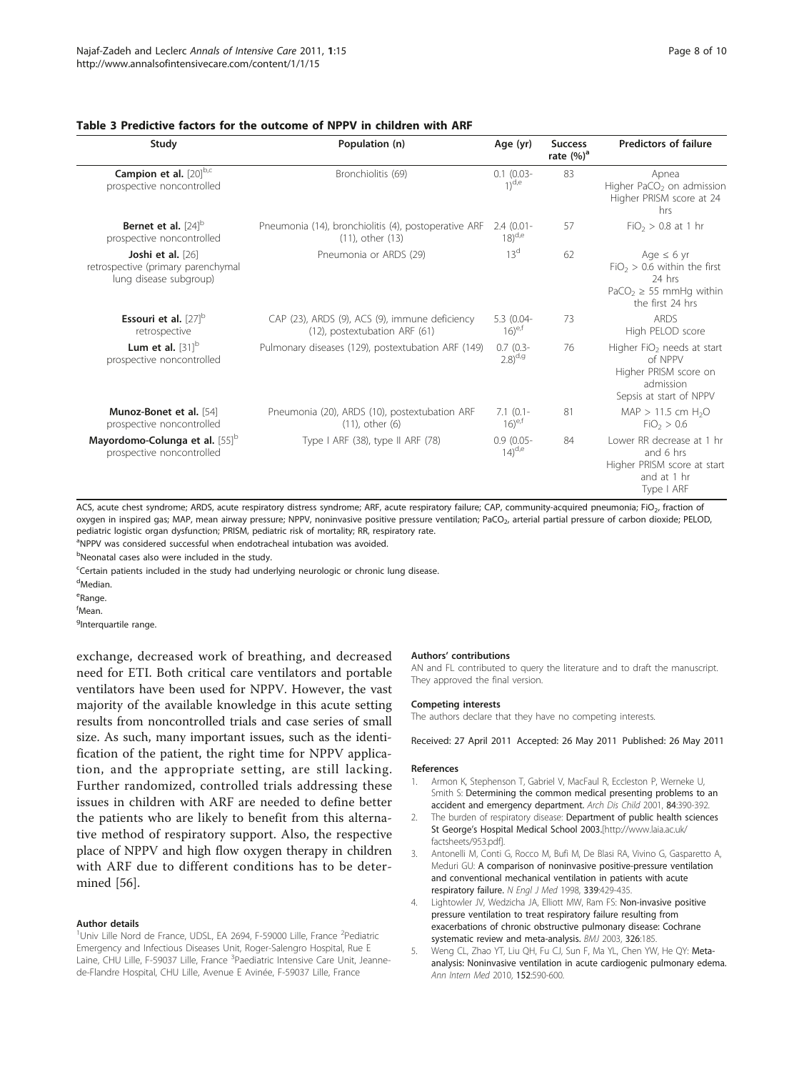**Table 3 Predictive factors for the outcome of NPPV in children with ARF**

| Study | Population (n) | Age (yr) | Success rate (%)[a] | Predictors of failure |
|---|---|---|---|---|
| **Campion et al.** [20][b,c] prospective noncontrolled | Bronchiolitis (69) | 0.1 (0.03-1)[d,e] | 83 | Apnea<br>Higher $PaCO_2$ on admission<br>Higher PRISM score at 24 hrs |
| **Bernet et al.** [24][b] prospective noncontrolled | Pneumonia (14), bronchiolitis (4), postoperative ARF (11), other (13) | 2.4 (0.01-18)[d,e] | 57 | $FiO_2 > 0.8$ at 1 hr |
| **Joshi et al.** [26] retrospective (primary parenchymal lung disease subgroup) | Pneumonia or ARDS (29) | 13[d] | 62 | Age ≤ 6 yr<br>$FiO_2 > 0.6$ within the first 24 hrs<br>$PaCO_2 \geq 55$ mmHg within the first 24 hrs |
| **Essouri et al.** [27][b] retrospective | CAP (23), ARDS (9), ACS (9), immune deficiency (12), postextubation ARF (61) | 5.3 (0.04-16)[e,f] | 73 | ARDS<br>High PELOD score |
| **Lum et al.** [31][b] prospective noncontrolled | Pulmonary diseases (129), postextubation ARF (149) | 0.7 (0.3-2.8)[d,g] | 76 | Higher $FiO_2$ needs at start of NPPV<br>Higher PRISM score on admission<br>Sepsis at start of NPPV |
| **Munoz-Bonet et al.** [54] prospective noncontrolled | Pneumonia (20), ARDS (10), postextubation ARF (11), other (6) | 7.1 (0.1-16)[e,f] | 81 | MAP > 11.5 cm $H_2O$<br>$FiO_2 > 0.6$ |
| **Mayordomo-Colunga et al.** [55][b] prospective noncontrolled | Type I ARF (38), type II ARF (78) | 0.9 (0.05-14)[d,e] | 84 | Lower RR decrease at 1 hr and 6 hrs<br>Higher PRISM score at start and at 1 hr<br>Type I ARF |

ACS, acute chest syndrome; ARDS, acute respiratory distress syndrome; ARF, acute respiratory failure; CAP, community-acquired pneumonia; $FiO_2$, fraction of oxygen in inspired gas; MAP, mean airway pressure; NPPV, noninvasive positive pressure ventilation; $PaCO_2$, arterial partial pressure of carbon dioxide; PELOD, pediatric logistic organ dysfunction; PRISM, pediatric risk of mortality; RR, respiratory rate.

[a]NPPV was considered successful when endotracheal intubation was avoided.

[b]Neonatal cases also were included in the study.

[c]Certain patients included in the study had underlying neurologic or chronic lung disease.

[d]Median.

[e]Range.

[f]Mean.

[g]Interquartile range.

exchange, decreased work of breathing, and decreased need for ETI. Both critical care ventilators and portable ventilators have been used for NPPV. However, the vast majority of the available knowledge in this acute setting results from noncontrolled trials and case series of small size. As such, many important issues, such as the identification of the patient, the right time for NPPV application, and the appropriate setting, are still lacking. Further randomized, controlled trials addressing these issues in children with ARF are needed to define better the patients who are likely to benefit from this alternative method of respiratory support. Also, the respective place of NPPV and high flow oxygen therapy in children with ARF due to different conditions has to be determined [56].

#### Author details

[1]Univ Lille Nord de France, UDSL, EA 2694, F-59000 Lille, France [2]Pediatric Emergency and Infectious Diseases Unit, Roger-Salengro Hospital, Rue E Laine, CHU Lille, F-59037 Lille, France [3]Paediatric Intensive Care Unit, Jeanne-de-Flandre Hospital, CHU Lille, Avenue E Avinée, F-59037 Lille, France

#### Authors' contributions

AN and FL contributed to query the literature and to draft the manuscript. They approved the final version.

#### Competing interests

The authors declare that they have no competing interests.

Received: 27 April 2011 Accepted: 26 May 2011 Published: 26 May 2011

#### References

1. Armon K, Stephenson T, Gabriel V, MacFaul R, Eccleston P, Werneke U, Smith S: **Determining the common medical presenting problems to an accident and emergency department.** *Arch Dis Child* 2001, **84**:390-392.
2. The burden of respiratory disease: **Department of public health sciences St George's Hospital Medical School 2003.**[http://www.laia.ac.uk/factsheets/953.pdf].
3. Antonelli M, Conti G, Rocco M, Bufi M, De Blasi RA, Vivino G, Gasparetto A, Meduri GU: **A comparison of noninvasive positive-pressure ventilation and conventional mechanical ventilation in patients with acute respiratory failure.** *N Engl J Med* 1998, **339**:429-435.
4. Lightowler JV, Wedzicha JA, Elliott MW, Ram FS: **Non-invasive positive pressure ventilation to treat respiratory failure resulting from exacerbations of chronic obstructive pulmonary disease: Cochrane systematic review and meta-analysis.** *BMJ* 2003, **326**:185.
5. Weng CL, Zhao YT, Liu QH, Fu CJ, Sun F, Ma YL, Chen YW, He QY: **Meta-analysis: Noninvasive ventilation in acute cardiogenic pulmonary edema.** *Ann Intern Med* 2010, **152**:590-600.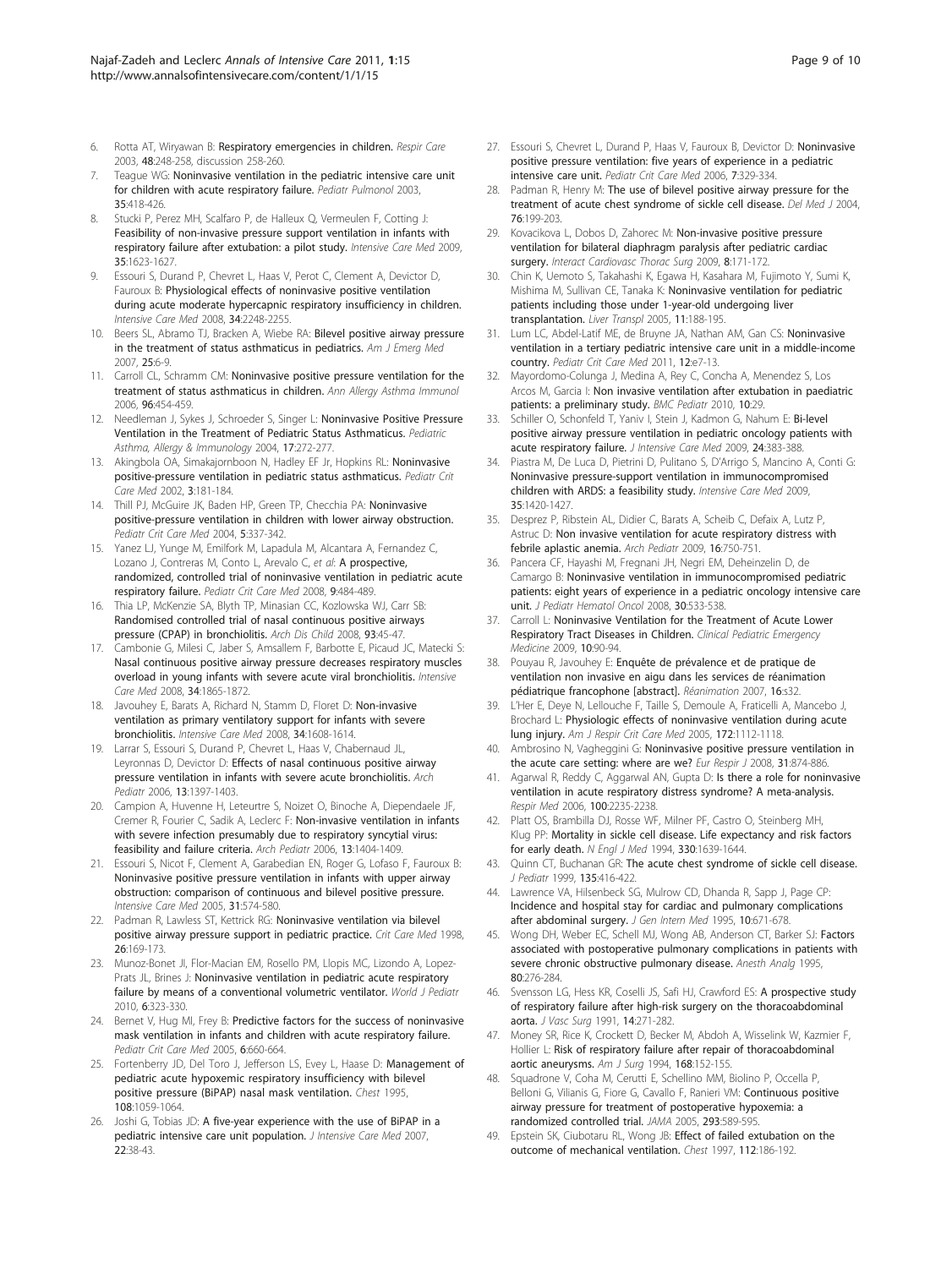6. Rotta AT, Wiryawan B: **Respiratory emergencies in children.** *Respir Care* 2003, **48**:248-258, discussion 258-260.
7. Teague WG: **Noninvasive ventilation in the pediatric intensive care unit for children with acute respiratory failure.** *Pediatr Pulmonol* 2003, **35**:418-426.
8. Stucki P, Perez MH, Scalfaro P, de Halleux Q, Vermeulen F, Cotting J: **Feasibility of non-invasive pressure support ventilation in infants with respiratory failure after extubation: a pilot study.** *Intensive Care Med* 2009, **35**:1623-1627.
9. Essouri S, Durand P, Chevret L, Haas V, Perot C, Clement A, Devictor D, Fauroux B: **Physiological effects of noninvasive positive ventilation during acute moderate hypercapnic respiratory insufficiency in children.** *Intensive Care Med* 2008, **34**:2248-2255.
10. Beers SL, Abramo TJ, Bracken A, Wiebe RA: **Bilevel positive airway pressure in the treatment of status asthmaticus in pediatrics.** *Am J Emerg Med* 2007, **25**:6-9.
11. Carroll CL, Schramm CM: **Noninvasive positive pressure ventilation for the treatment of status asthmaticus in children.** *Ann Allergy Asthma Immunol* 2006, **96**:454-459.
12. Needleman J, Sykes J, Schroeder S, Singer L: **Noninvasive Positive Pressure Ventilation in the Treatment of Pediatric Status Asthmaticus.** *Pediatric Asthma, Allergy & Immunology* 2004, **17**:272-277.
13. Akingbola OA, Simakajornboon N, Hadley EF Jr, Hopkins RL: **Noninvasive positive-pressure ventilation in pediatric status asthmaticus.** *Pediatr Crit Care Med* 2002, **3**:181-184.
14. Thill PJ, McGuire JK, Baden HP, Green TP, Checchia PA: **Noninvasive positive-pressure ventilation in children with lower airway obstruction.** *Pediatr Crit Care Med* 2004, **5**:337-342.
15. Yanez LJ, Yunge M, Emilfork M, Lapadula M, Alcantara A, Fernandez C, Lozano J, Contreras M, Conto L, Arevalo C, *et al*: **A prospective, randomized, controlled trial of noninvasive ventilation in pediatric acute respiratory failure.** *Pediatr Crit Care Med* 2008, **9**:484-489.
16. Thia LP, McKenzie SA, Blyth TP, Minasian CC, Kozlowska WJ, Carr SB: **Randomised controlled trial of nasal continuous positive airways pressure (CPAP) in bronchiolitis.** *Arch Dis Child* 2008, **93**:45-47.
17. Cambonie G, Milesi C, Jaber S, Amsallem F, Barbotte E, Picaud JC, Matecki S: **Nasal continuous positive airway pressure decreases respiratory muscles overload in young infants with severe acute viral bronchiolitis.** *Intensive Care Med* 2008, **34**:1865-1872.
18. Javouhey E, Barats A, Richard N, Stamm D, Floret D: **Non-invasive ventilation as primary ventilatory support for infants with severe bronchiolitis.** *Intensive Care Med* 2008, **34**:1608-1614.
19. Larrar S, Essouri S, Durand P, Chevret L, Haas V, Chabernaud JL, Leyronnas D, Devictor D: **Effects of nasal continuous positive airway pressure ventilation in infants with severe acute bronchiolitis.** *Arch Pediatr* 2006, **13**:1397-1403.
20. Campion A, Huvenne H, Leteurtre S, Noizet O, Binoche A, Diependaele JF, Cremer R, Fourier C, Sadik A, Leclerc F: **Non-invasive ventilation in infants with severe infection presumably due to respiratory syncytial virus: feasibility and failure criteria.** *Arch Pediatr* 2006, **13**:1404-1409.
21. Essouri S, Nicot F, Clement A, Garabedian EN, Roger G, Lofaso F, Fauroux B: **Noninvasive positive pressure ventilation in infants with upper airway obstruction: comparison of continuous and bilevel positive pressure.** *Intensive Care Med* 2005, **31**:574-580.
22. Padman R, Lawless ST, Kettrick RG: **Noninvasive ventilation via bilevel positive airway pressure support in pediatric practice.** *Crit Care Med* 1998, **26**:169-173.
23. Munoz-Bonet JI, Flor-Macian EM, Rosello PM, Llopis MC, Lizondo A, Lopez-Prats JL, Brines J: **Noninvasive ventilation in pediatric acute respiratory failure by means of a conventional volumetric ventilator.** *World J Pediatr* 2010, **6**:323-330.
24. Bernet V, Hug MI, Frey B: **Predictive factors for the success of noninvasive mask ventilation in infants and children with acute respiratory failure.** *Pediatr Crit Care Med* 2005, **6**:660-664.
25. Fortenberry JD, Del Toro J, Jefferson LS, Evey L, Haase D: **Management of pediatric acute hypoxemic respiratory insufficiency with bilevel positive pressure (BiPAP) nasal mask ventilation.** *Chest* 1995, **108**:1059-1064.
26. Joshi G, Tobias JD: **A five-year experience with the use of BiPAP in a pediatric intensive care unit population.** *J Intensive Care Med* 2007, **22**:38-43.
27. Essouri S, Chevret L, Durand P, Haas V, Fauroux B, Devictor D: **Noninvasive positive pressure ventilation: five years of experience in a pediatric intensive care unit.** *Pediatr Crit Care Med* 2006, **7**:329-334.
28. Padman R, Henry M: **The use of bilevel positive airway pressure for the treatment of acute chest syndrome of sickle cell disease.** *Del Med J* 2004, **76**:199-203.
29. Kovacikova L, Dobos D, Zahorec M: **Non-invasive positive pressure ventilation for bilateral diaphragm paralysis after pediatric cardiac surgery.** *Interact Cardiovasc Thorac Surg* 2009, **8**:171-172.
30. Chin K, Uemoto S, Takahashi K, Egawa H, Kasahara M, Fujimoto Y, Sumi K, Mishima M, Sullivan CE, Tanaka K: **Noninvasive ventilation for pediatric patients including those under 1-year-old undergoing liver transplantation.** *Liver Transpl* 2005, **11**:188-195.
31. Lum LC, Abdel-Latif ME, de Bruyne JA, Nathan AM, Gan CS: **Noninvasive ventilation in a tertiary pediatric intensive care unit in a middle-income country.** *Pediatr Crit Care Med* 2011, **12**:e7-13.
32. Mayordomo-Colunga J, Medina A, Rey C, Concha A, Menendez S, Los Arcos M, Garcia I: **Non invasive ventilation after extubation in paediatric patients: a preliminary study.** *BMC Pediatr* 2010, **10**:29.
33. Schiller O, Schonfeld T, Yaniv I, Stein J, Kadmon G, Nahum E: **Bi-level positive airway pressure ventilation in pediatric oncology patients with acute respiratory failure.** *J Intensive Care Med* 2009, **24**:383-388.
34. Piastra M, De Luca D, Pietrini D, Pulitano S, D'Arrigo S, Mancino A, Conti G: **Noninvasive pressure-support ventilation in immunocompromised children with ARDS: a feasibility study.** *Intensive Care Med* 2009, **35**:1420-1427.
35. Desprez P, Ribstein AL, Didier C, Barats A, Scheib C, Defaix A, Lutz P, Astruc D: **Non invasive ventilation for acute respiratory distress with febrile aplastic anemia.** *Arch Pediatr* 2009, **16**:750-751.
36. Pancera CF, Hayashi M, Fregnani JH, Negri EM, Deheinzelin D, de Camargo B: **Noninvasive ventilation in immunocompromised pediatric patients: eight years of experience in a pediatric oncology intensive care unit.** *J Pediatr Hematol Oncol* 2008, **30**:533-538.
37. Carroll L: **Noninvasive Ventilation for the Treatment of Acute Lower Respiratory Tract Diseases in Children.** *Clinical Pediatric Emergency Medicine* 2009, **10**:90-94.
38. Pouyau R, Javouhey E: **Enquête de prévalence et de pratique de ventilation non invasive en aigu dans les services de réanimation pédiatrique francophone [abstract].** *Réanimation* 2007, **16**:s32.
39. L'Her E, Deye N, Lellouche F, Taille S, Demoule A, Fraticelli A, Mancebo J, Brochard L: **Physiologic effects of noninvasive ventilation during acute lung injury.** *Am J Respir Crit Care Med* 2005, **172**:1112-1118.
40. Ambrosino N, Vagheggini G: **Noninvasive positive pressure ventilation in the acute care setting: where are we?** *Eur Respir J* 2008, **31**:874-886.
41. Agarwal R, Reddy C, Aggarwal AN, Gupta D: **Is there a role for noninvasive ventilation in acute respiratory distress syndrome? A meta-analysis.** *Respir Med* 2006, **100**:2235-2238.
42. Platt OS, Brambilla DJ, Rosse WF, Milner PF, Castro O, Steinberg MH, Klug PP: **Mortality in sickle cell disease. Life expectancy and risk factors for early death.** *N Engl J Med* 1994, **330**:1639-1644.
43. Quinn CT, Buchanan GR: **The acute chest syndrome of sickle cell disease.** *J Pediatr* 1999, **135**:416-422.
44. Lawrence VA, Hilsenbeck SG, Mulrow CD, Dhanda R, Sapp J, Page CP: **Incidence and hospital stay for cardiac and pulmonary complications after abdominal surgery.** *J Gen Intern Med* 1995, **10**:671-678.
45. Wong DH, Weber EC, Schell MJ, Wong AB, Anderson CT, Barker SJ: **Factors associated with postoperative pulmonary complications in patients with severe chronic obstructive pulmonary disease.** *Anesth Analg* 1995, **80**:276-284.
46. Svensson LG, Hess KR, Coselli JS, Safi HJ, Crawford ES: **A prospective study of respiratory failure after high-risk surgery on the thoracoabdominal aorta.** *J Vasc Surg* 1991, **14**:271-282.
47. Money SR, Rice K, Crockett D, Becker M, Abdoh A, Wisselink W, Kazmier F, Hollier L: **Risk of respiratory failure after repair of thoracoabdominal aortic aneurysms.** *Am J Surg* 1994, **168**:152-155.
48. Squadrone V, Coha M, Cerutti E, Schellino MM, Biolino P, Occella P, Belloni G, Vilianis G, Fiore G, Cavallo F, Ranieri VM: **Continuous positive airway pressure for treatment of postoperative hypoxemia: a randomized controlled trial.** *JAMA* 2005, **293**:589-595.
49. Epstein SK, Ciubotaru RL, Wong JB: **Effect of failed extubation on the outcome of mechanical ventilation.** *Chest* 1997, **112**:186-192.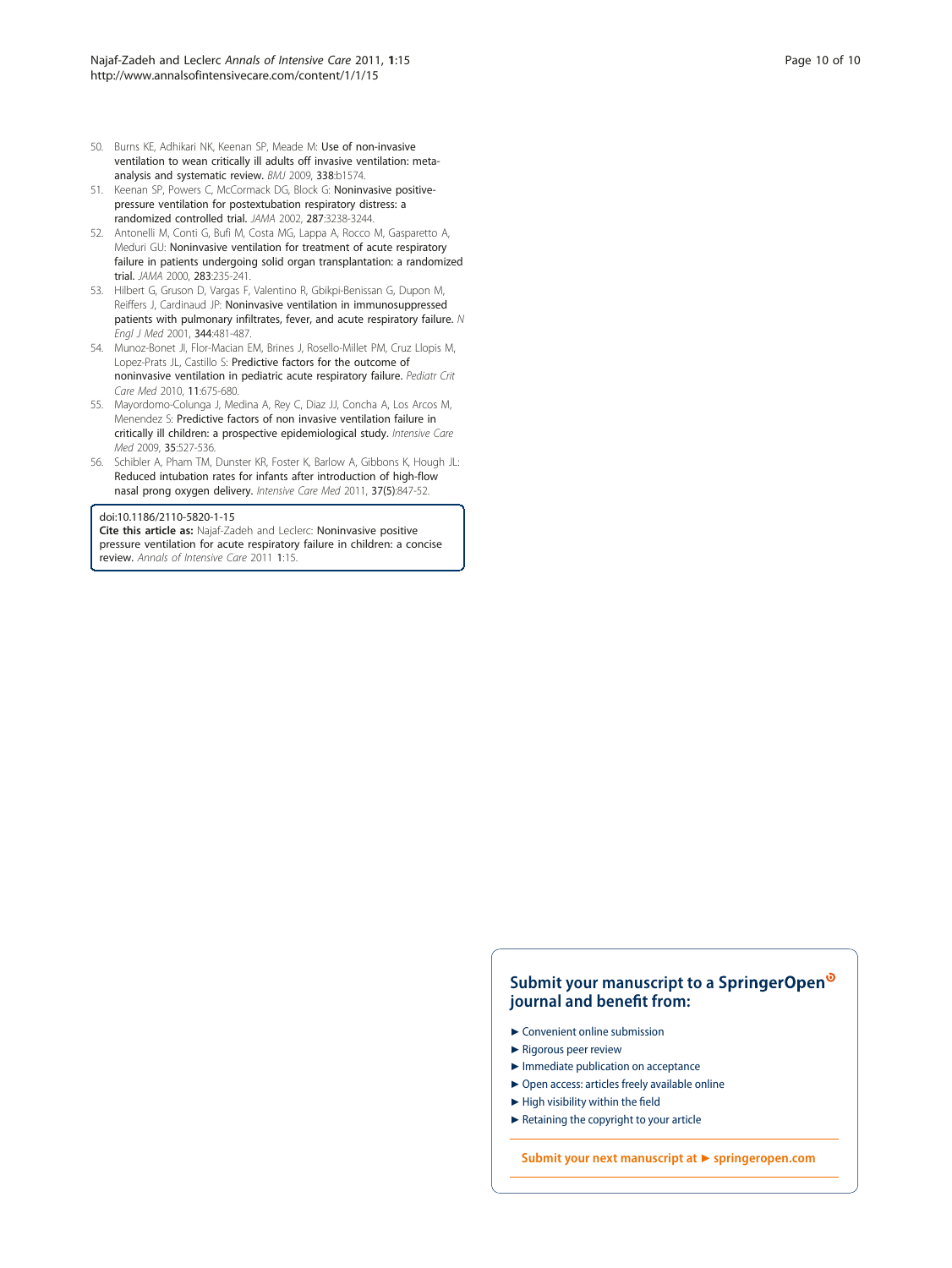50. Burns KE, Adhikari NK, Keenan SP, Meade M: **Use of non-invasive ventilation to wean critically ill adults off invasive ventilation: meta-analysis and systematic review.** *BMJ* 2009, **338**:b1574.
51. Keenan SP, Powers C, McCormack DG, Block G: **Noninvasive positive-pressure ventilation for postextubation respiratory distress: a randomized controlled trial.** *JAMA* 2002, **287**:3238-3244.
52. Antonelli M, Conti G, Bufi M, Costa MG, Lappa A, Rocco M, Gasparetto A, Meduri GU: **Noninvasive ventilation for treatment of acute respiratory failure in patients undergoing solid organ transplantation: a randomized trial.** *JAMA* 2000, **283**:235-241.
53. Hilbert G, Gruson D, Vargas F, Valentino R, Gbikpi-Benissan G, Dupon M, Reiffers J, Cardinaud JP: **Noninvasive ventilation in immunosuppressed patients with pulmonary infiltrates, fever, and acute respiratory failure.** *N Engl J Med* 2001, **344**:481-487.
54. Munoz-Bonet JI, Flor-Macian EM, Brines J, Rosello-Millet PM, Cruz Llopis M, Lopez-Prats JL, Castillo S: **Predictive factors for the outcome of noninvasive ventilation in pediatric acute respiratory failure.** *Pediatr Crit Care Med* 2010, **11**:675-680.
55. Mayordomo-Colunga J, Medina A, Rey C, Diaz JJ, Concha A, Los Arcos M, Menendez S: **Predictive factors of non invasive ventilation failure in critically ill children: a prospective epidemiological study.** *Intensive Care Med* 2009, **35**:527-536.
56. Schibler A, Pham TM, Dunster KR, Foster K, Barlow A, Gibbons K, Hough JL: **Reduced intubation rates for infants after introduction of high-flow nasal prong oxygen delivery.** *Intensive Care Med* 2011, **37(5)**:847-52.

doi:10.1186/2110-5820-1-15
**Cite this article as:** Najaf-Zadeh and Leclerc: **Noninvasive positive pressure ventilation for acute respiratory failure in children: a concise review.** *Annals of Intensive Care* 2011 **1**:15.

**Submit your manuscript to a SpringerOpen journal and benefit from:**

- ► Convenient online submission
- ► Rigorous peer review
- ► Immediate publication on acceptance
- ► Open access: articles freely available online
- ► High visibility within the field
- ► Retaining the copyright to your article

**Submit your next manuscript at ► springeropen.com**